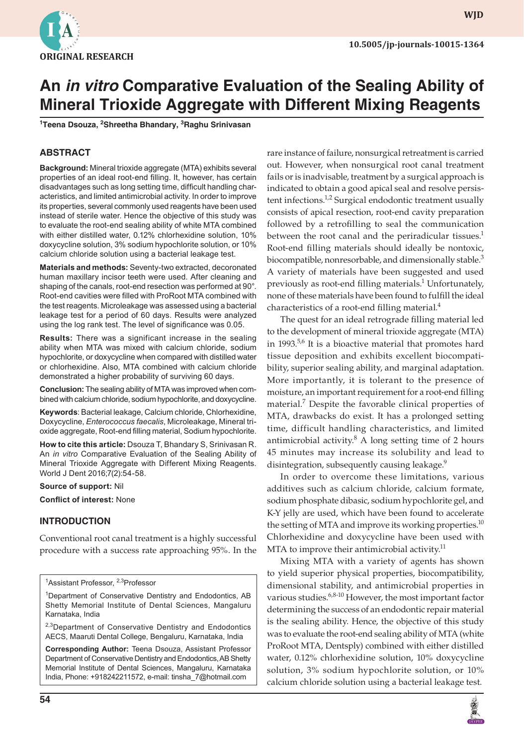ORIGINAL RESEARCH

10.5005/jp-journals-10015-1364

# An *in vitro* Comparative Evaluation of the Sealing Ability of Mineral Trioxide Aggregate with Different Mixing Reagents

[1]Teena Dsouza, [2]Shreetha Bhandary, [3]Raghu Srinivasan

## ABSTRACT

**Background:** Mineral trioxide aggregate (MTA) exhibits several properties of an ideal root-end filling. It, however, has certain disadvantages such as long setting time, difficult handling characteristics, and limited antimicrobial activity. In order to improve its properties, several commonly used reagents have been used instead of sterile water. Hence the objective of this study was to evaluate the root-end sealing ability of white MTA combined with either distilled water, 0.12% chlorhexidine solution, 10% doxycycline solution, 3% sodium hypochlorite solution, or 10% calcium chloride solution using a bacterial leakage test.

**Materials and methods:** Seventy-two extracted, decoronated human maxillary incisor teeth were used. After cleaning and shaping of the canals, root-end resection was performed at 90°. Root-end cavities were filled with ProRoot MTA combined with the test reagents. Microleakage was assessed using a bacterial leakage test for a period of 60 days. Results were analyzed using the log rank test. The level of significance was 0.05.

**Results:** There was a significant increase in the sealing ability when MTA was mixed with calcium chloride, sodium hypochlorite, or doxycycline when compared with distilled water or chlorhexidine. Also, MTA combined with calcium chloride demonstrated a higher probability of surviving 60 days.

**Conclusion:** The sealing ability of MTA was improved when combined with calcium chloride, sodium hypochlorite, and doxycycline.

**Keywords**: Bacterial leakage, Calcium chloride, Chlorhexidine, Doxycycline, *Enterococcus faecalis*, Microleakage, Mineral trioxide aggregate, Root-end filling material, Sodium hypochlorite.

**How to cite this article:** Dsouza T, Bhandary S, Srinivasan R. An *in vitro* Comparative Evaluation of the Sealing Ability of Mineral Trioxide Aggregate with Different Mixing Reagents. World J Dent 2016;7(2):54-58.

**Source of support:** Nil

**Conflict of interest:** None

## INTRODUCTION

Conventional root canal treatment is a highly successful procedure with a success rate approaching 95%. In the rare instance of failure, nonsurgical retreatment is carried out. However, when nonsurgical root canal treatment fails or is inadvisable, treatment by a surgical approach is indicated to obtain a good apical seal and resolve persistent infections.[1,2] Surgical endodontic treatment usually consists of apical resection, root-end cavity preparation followed by a retrofilling to seal the communication between the root canal and the periradicular tissues.[1] Root-end filling materials should ideally be nontoxic, biocompatible, nonresorbable, and dimensionally stable.[3] A variety of materials have been suggested and used previously as root-end filling materials.[1] Unfortunately, none of these materials have been found to fulfill the ideal characteristics of a root-end filling material.[4]

The quest for an ideal retrograde filling material led to the development of mineral trioxide aggregate (MTA) in 1993.[5,6] It is a bioactive material that promotes hard tissue deposition and exhibits excellent biocompatibility, superior sealing ability, and marginal adaptation. More importantly, it is tolerant to the presence of moisture, an important requirement for a root-end filling material.[7] Despite the favorable clinical properties of MTA, drawbacks do exist. It has a prolonged setting time, difficult handling characteristics, and limited antimicrobial activity.[8] A long setting time of 2 hours 45 minutes may increase its solubility and lead to disintegration, subsequently causing leakage.[9]

In order to overcome these limitations, various additives such as calcium chloride, calcium formate, sodium phosphate dibasic, sodium hypochlorite gel, and K-Y jelly are used, which have been found to accelerate the setting of MTA and improve its working properties.[10] Chlorhexidine and doxycycline have been used with MTA to improve their antimicrobial activity.[11]

Mixing MTA with a variety of agents has shown to yield superior physical properties, biocompatibility, dimensional stability, and antimicrobial properties in various studies.[6,8-10] However, the most important factor determining the success of an endodontic repair material is the sealing ability. Hence, the objective of this study was to evaluate the root-end sealing ability of MTA (white ProRoot MTA, Dentsply) combined with either distilled water, 0.12% chlorhexidine solution, 10% doxycycline solution, 3% sodium hypochlorite solution, or 10% calcium chloride solution using a bacterial leakage test.

---

[1]Assistant Professor, [2,3]Professor

[1]Department of Conservative Dentistry and Endodontics, AB Shetty Memorial Institute of Dental Sciences, Mangaluru Karnataka, India

[2,3]Department of Conservative Dentistry and Endodontics AECS, Maaruti Dental College, Bengaluru, Karnataka, India

**Corresponding Author:** Teena Dsouza, Assistant Professor Department of Conservative Dentistry and Endodontics, AB Shetty Memorial Institute of Dental Sciences, Mangaluru, Karnataka India, Phone: +918242211572, e-mail: tinsha_7@hotmail.com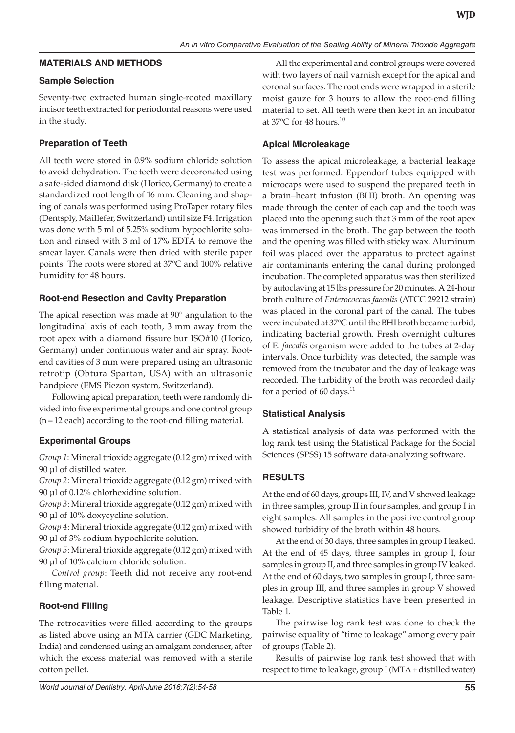## MATERIALS AND METHODS

### Sample Selection

Seventy-two extracted human single-rooted maxillary incisor teeth extracted for periodontal reasons were used in the study.

### Preparation of Teeth

All teeth were stored in 0.9% sodium chloride solution to avoid dehydration. The teeth were decoronated using a safe-sided diamond disk (Horico, Germany) to create a standardized root length of 16 mm. Cleaning and shaping of canals was performed using ProTaper rotary files (Dentsply, Maillefer, Switzerland) until size F4. Irrigation was done with 5 ml of 5.25% sodium hypochlorite solution and rinsed with 3 ml of 17% EDTA to remove the smear layer. Canals were then dried with sterile paper points. The roots were stored at 37°C and 100% relative humidity for 48 hours.

### Root-end Resection and Cavity Preparation

The apical resection was made at 90° angulation to the longitudinal axis of each tooth, 3 mm away from the root apex with a diamond fissure bur ISO#10 (Horico, Germany) under continuous water and air spray. Root-end cavities of 3 mm were prepared using an ultrasonic retrotip (Obtura Spartan, USA) with an ultrasonic handpiece (EMS Piezon system, Switzerland).

Following apical preparation, teeth were randomly divided into five experimental groups and one control group (n = 12 each) according to the root-end filling material.

### Experimental Groups

*Group 1*: Mineral trioxide aggregate (0.12 gm) mixed with 90 µl of distilled water.

*Group 2*: Mineral trioxide aggregate (0.12 gm) mixed with 90 µl of 0.12% chlorhexidine solution.

*Group 3*: Mineral trioxide aggregate (0.12 gm) mixed with 90 µl of 10% doxycycline solution.

*Group 4*: Mineral trioxide aggregate (0.12 gm) mixed with 90 µl of 3% sodium hypochlorite solution.

*Group 5*: Mineral trioxide aggregate (0.12 gm) mixed with 90 µl of 10% calcium chloride solution.

*Control group*: Teeth did not receive any root-end filling material.

### Root-end Filling

The retrocavities were filled according to the groups as listed above using an MTA carrier (GDC Marketing, India) and condensed using an amalgam condenser, after which the excess material was removed with a sterile cotton pellet.

All the experimental and control groups were covered with two layers of nail varnish except for the apical and coronal surfaces. The root ends were wrapped in a sterile moist gauze for 3 hours to allow the root-end filling material to set. All teeth were then kept in an incubator at 37°C for 48 hours.[10]

### Apical Microleakage

To assess the apical microleakage, a bacterial leakage test was performed. Eppendorf tubes equipped with microcaps were used to suspend the prepared teeth in a brain–heart infusion (BHI) broth. An opening was made through the center of each cap and the tooth was placed into the opening such that 3 mm of the root apex was immersed in the broth. The gap between the tooth and the opening was filled with sticky wax. Aluminum foil was placed over the apparatus to protect against air contaminants entering the canal during prolonged incubation. The completed apparatus was then sterilized by autoclaving at 15 lbs pressure for 20 minutes. A 24-hour broth culture of *Enterococcus faecalis* (ATCC 29212 strain) was placed in the coronal part of the canal. The tubes were incubated at 37°C until the BHI broth became turbid, indicating bacterial growth. Fresh overnight cultures of E. *faecalis* organism were added to the tubes at 2-day intervals. Once turbidity was detected, the sample was removed from the incubator and the day of leakage was recorded. The turbidity of the broth was recorded daily for a period of 60 days.[11]

### Statistical Analysis

A statistical analysis of data was performed with the log rank test using the Statistical Package for the Social Sciences (SPSS) 15 software data-analyzing software.

## RESULTS

At the end of 60 days, groups III, IV, and V showed leakage in three samples, group II in four samples, and group I in eight samples. All samples in the positive control group showed turbidity of the broth within 48 hours.

At the end of 30 days, three samples in group I leaked. At the end of 45 days, three samples in group I, four samples in group II, and three samples in group IV leaked. At the end of 60 days, two samples in group I, three samples in group III, and three samples in group V showed leakage. Descriptive statistics have been presented in Table 1.

The pairwise log rank test was done to check the pairwise equality of "time to leakage" among every pair of groups (Table 2).

Results of pairwise log rank test showed that with respect to time to leakage, group I (MTA + distilled water)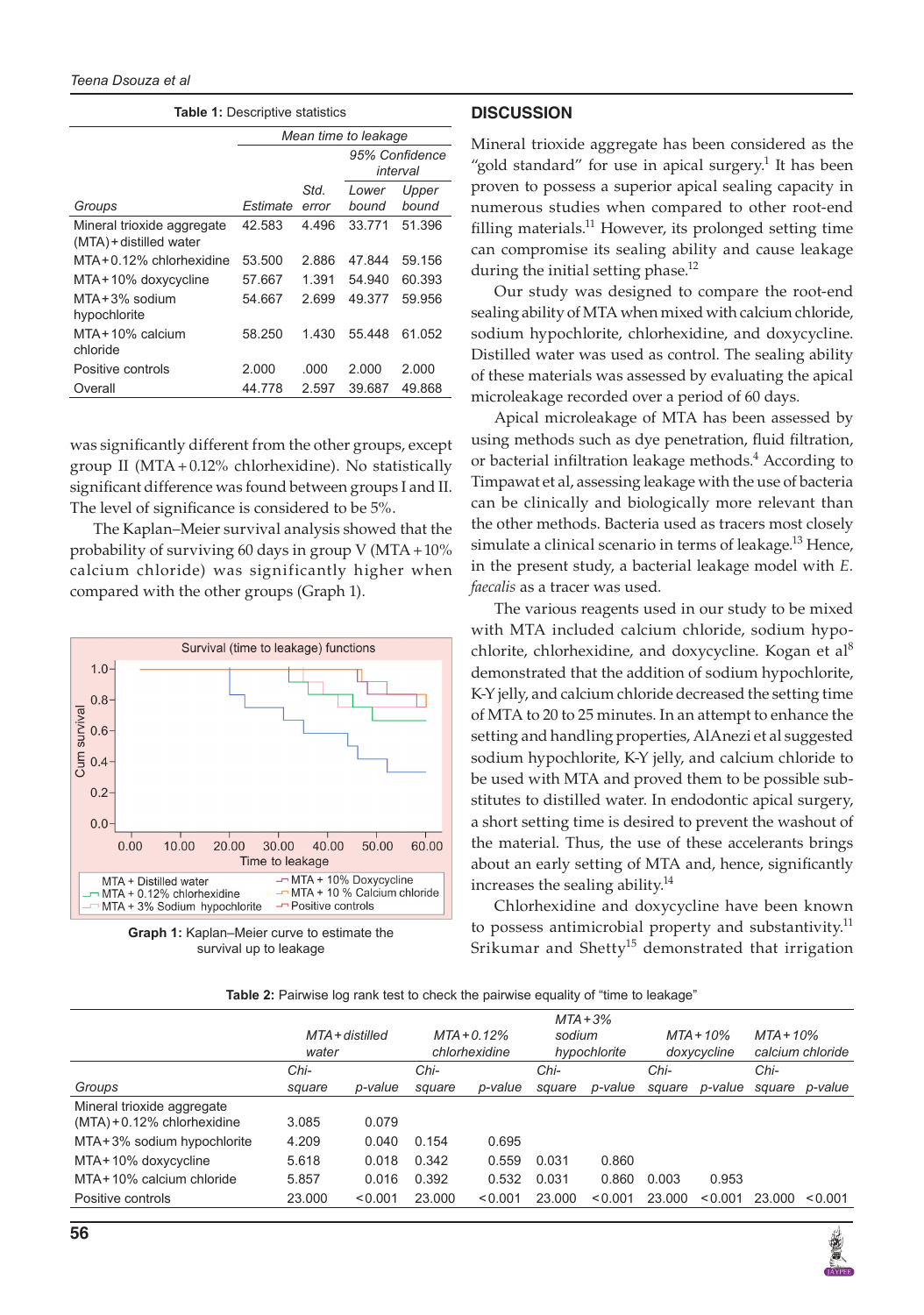**Table 1:** Descriptive statistics

| Groups | Mean time to leakage | | | |
|---|---|---|---|---|
| | | | 95% Confidence interval | |
| | Estimate | Std. error | Lower bound | Upper bound |
| Mineral trioxide aggregate (MTA)+distilled water | 42.583 | 4.496 | 33.771 | 51.396 |
| MTA+0.12% chlorhexidine | 53.500 | 2.886 | 47.844 | 59.156 |
| MTA+10% doxycycline | 57.667 | 1.391 | 54.940 | 60.393 |
| MTA+3% sodium hypochlorite | 54.667 | 2.699 | 49.377 | 59.956 |
| MTA+10% calcium chloride | 58.250 | 1.430 | 55.448 | 61.052 |
| Positive controls | 2.000 | .000 | 2.000 | 2.000 |
| Overall | 44.778 | 2.597 | 39.687 | 49.868 |

was significantly different from the other groups, except group II (MTA+0.12% chlorhexidine). No statistically significant difference was found between groups I and II. The level of significance is considered to be 5%.

The Kaplan–Meier survival analysis showed that the probability of surviving 60 days in group V (MTA+10% calcium chloride) was significantly higher when compared with the other groups (Graph 1).

**Graph 1:** Kaplan–Meier curve to estimate the survival up to leakage

## DISCUSSION

Mineral trioxide aggregate has been considered as the "gold standard" for use in apical surgery.[1] It has been proven to possess a superior apical sealing capacity in numerous studies when compared to other root-end filling materials.[11] However, its prolonged setting time can compromise its sealing ability and cause leakage during the initial setting phase.[12]

Our study was designed to compare the root-end sealing ability of MTA when mixed with calcium chloride, sodium hypochlorite, chlorhexidine, and doxycycline. Distilled water was used as control. The sealing ability of these materials was assessed by evaluating the apical microleakage recorded over a period of 60 days.

Apical microleakage of MTA has been assessed by using methods such as dye penetration, fluid filtration, or bacterial infiltration leakage methods.[4] According to Timpawat et al, assessing leakage with the use of bacteria can be clinically and biologically more relevant than the other methods. Bacteria used as tracers most closely simulate a clinical scenario in terms of leakage.[13] Hence, in the present study, a bacterial leakage model with *E. faecalis* as a tracer was used.

The various reagents used in our study to be mixed with MTA included calcium chloride, sodium hypochlorite, chlorhexidine, and doxycycline. Kogan et al[8] demonstrated that the addition of sodium hypochlorite, K-Y jelly, and calcium chloride decreased the setting time of MTA to 20 to 25 minutes. In an attempt to enhance the setting and handling properties, AlAnezi et al suggested sodium hypochlorite, K-Y jelly, and calcium chloride to be used with MTA and proved them to be possible substitutes to distilled water. In endodontic apical surgery, a short setting time is desired to prevent the washout of the material. Thus, the use of these accelerants brings about an early setting of MTA and, hence, significantly increases the sealing ability.[14]

Chlorhexidine and doxycycline have been known to possess antimicrobial property and substantivity.[11] Srikumar and Shetty[15] demonstrated that irrigation

**Table 2:** Pairwise log rank test to check the pairwise equality of "time to leakage"

| Groups | MTA+distilled water | | MTA+0.12% chlorhexidine | | MTA+3% sodium hypochlorite | | MTA+10% doxycycline | | MTA+10% calcium chloride | |
|---|---|---|---|---|---|---|---|---|---|---|
| | Chi-square | p-value | Chi-square | p-value | Chi-square | p-value | Chi-square | p-value | Chi-square | p-value |
| Mineral trioxide aggregate (MTA)+0.12% chlorhexidine | 3.085 | 0.079 | | | | | | | | |
| MTA+3% sodium hypochlorite | 4.209 | 0.040 | 0.154 | 0.695 | | | | | | |
| MTA+10% doxycycline | 5.618 | 0.018 | 0.342 | 0.559 | 0.031 | 0.860 | | | | |
| MTA+10% calcium chloride | 5.857 | 0.016 | 0.392 | 0.532 | 0.031 | 0.860 | 0.003 | 0.953 | | |
| Positive controls | 23.000 | <0.001 | 23.000 | <0.001 | 23.000 | <0.001 | 23.000 | <0.001 | 23.000 | <0.001 |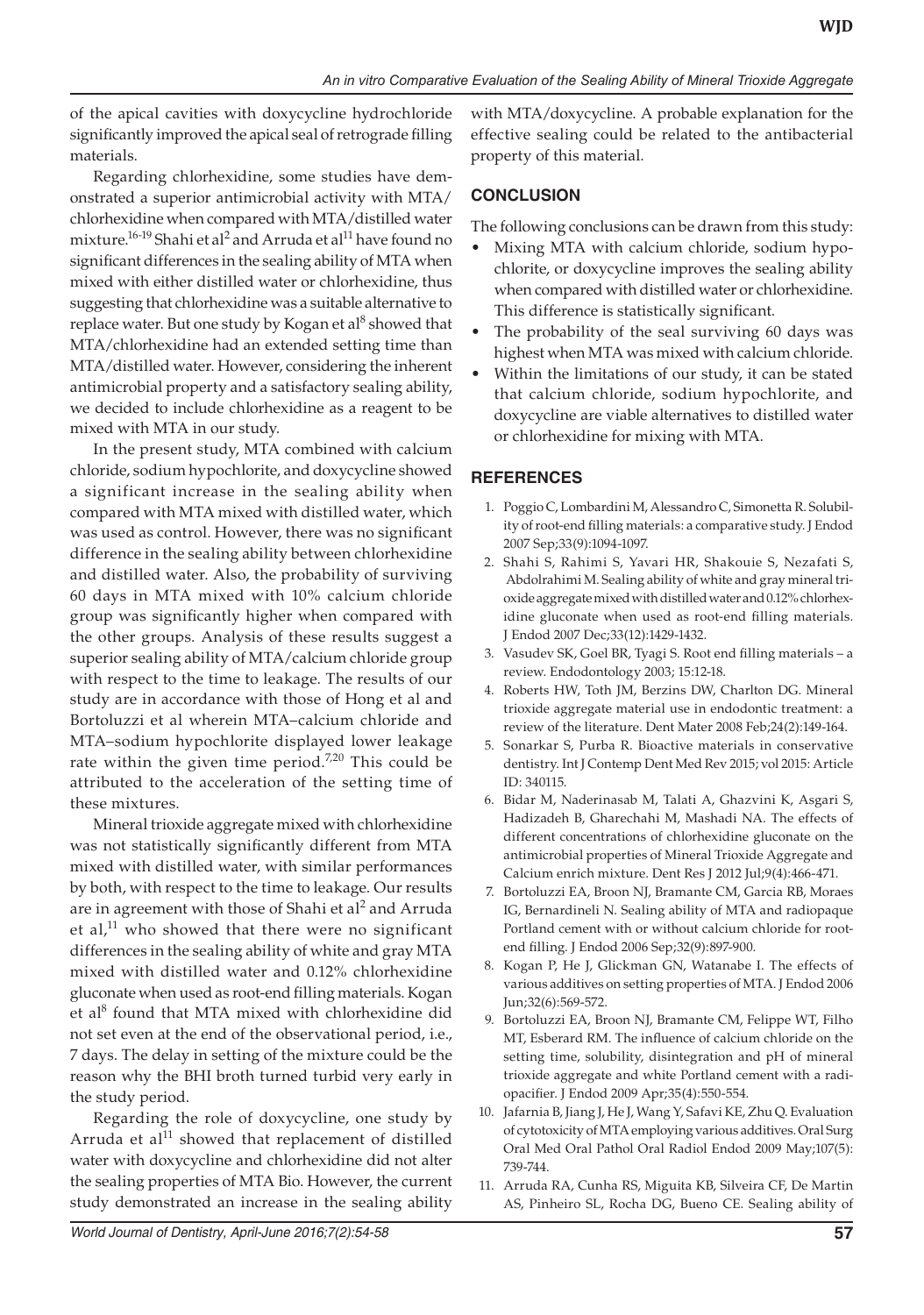of the apical cavities with doxycycline hydrochloride significantly improved the apical seal of retrograde filling materials.

Regarding chlorhexidine, some studies have demonstrated a superior antimicrobial activity with MTA/chlorhexidine when compared with MTA/distilled water mixture.[16-19] Shahi et al[2] and Arruda et al[11] have found no significant differences in the sealing ability of MTA when mixed with either distilled water or chlorhexidine, thus suggesting that chlorhexidine was a suitable alternative to replace water. But one study by Kogan et al[8] showed that MTA/chlorhexidine had an extended setting time than MTA/distilled water. However, considering the inherent antimicrobial property and a satisfactory sealing ability, we decided to include chlorhexidine as a reagent to be mixed with MTA in our study.

In the present study, MTA combined with calcium chloride, sodium hypochlorite, and doxycycline showed a significant increase in the sealing ability when compared with MTA mixed with distilled water, which was used as control. However, there was no significant difference in the sealing ability between chlorhexidine and distilled water. Also, the probability of surviving 60 days in MTA mixed with 10% calcium chloride group was significantly higher when compared with the other groups. Analysis of these results suggest a superior sealing ability of MTA/calcium chloride group with respect to the time to leakage. The results of our study are in accordance with those of Hong et al and Bortoluzzi et al wherein MTA–calcium chloride and MTA–sodium hypochlorite displayed lower leakage rate within the given time period.[7,20] This could be attributed to the acceleration of the setting time of these mixtures.

Mineral trioxide aggregate mixed with chlorhexidine was not statistically significantly different from MTA mixed with distilled water, with similar performances by both, with respect to the time to leakage. Our results are in agreement with those of Shahi et al[2] and Arruda et al,[11] who showed that there were no significant differences in the sealing ability of white and gray MTA mixed with distilled water and 0.12% chlorhexidine gluconate when used as root-end filling materials. Kogan et al[8] found that MTA mixed with chlorhexidine did not set even at the end of the observational period, i.e., 7 days. The delay in setting of the mixture could be the reason why the BHI broth turned turbid very early in the study period.

Regarding the role of doxycycline, one study by Arruda et al[11] showed that replacement of distilled water with doxycycline and chlorhexidine did not alter the sealing properties of MTA Bio. However, the current study demonstrated an increase in the sealing ability with MTA/doxycycline. A probable explanation for the effective sealing could be related to the antibacterial property of this material.

## CONCLUSION

The following conclusions can be drawn from this study:

- Mixing MTA with calcium chloride, sodium hypochlorite, or doxycycline improves the sealing ability when compared with distilled water or chlorhexidine. This difference is statistically significant.
- The probability of the seal surviving 60 days was highest when MTA was mixed with calcium chloride.
- Within the limitations of our study, it can be stated that calcium chloride, sodium hypochlorite, and doxycycline are viable alternatives to distilled water or chlorhexidine for mixing with MTA.

## REFERENCES

1. Poggio C, Lombardini M, Alessandro C, Simonetta R. Solubility of root-end filling materials: a comparative study. J Endod 2007 Sep;33(9):1094-1097.
2. Shahi S, Rahimi S, Yavari HR, Shakouie S, Nezafati S, Abdolrahimi M. Sealing ability of white and gray mineral trioxide aggregate mixed with distilled water and 0.12% chlorhexidine gluconate when used as root-end filling materials. J Endod 2007 Dec;33(12):1429-1432.
3. Vasudev SK, Goel BR, Tyagi S. Root end filling materials – a review. Endodontology 2003; 15:12-18.
4. Roberts HW, Toth JM, Berzins DW, Charlton DG. Mineral trioxide aggregate material use in endodontic treatment: a review of the literature. Dent Mater 2008 Feb;24(2):149-164.
5. Sonarkar S, Purba R. Bioactive materials in conservative dentistry. Int J Contemp Dent Med Rev 2015; vol 2015: Article ID: 340115.
6. Bidar M, Naderinasab M, Talati A, Ghazvini K, Asgari S, Hadizadeh B, Gharechahi M, Mashadi NA. The effects of different concentrations of chlorhexidine gluconate on the antimicrobial properties of Mineral Trioxide Aggregate and Calcium enrich mixture. Dent Res J 2012 Jul;9(4):466-471.
7. Bortoluzzi EA, Broon NJ, Bramante CM, Garcia RB, Moraes IG, Bernardineli N. Sealing ability of MTA and radiopaque Portland cement with or without calcium chloride for root-end filling. J Endod 2006 Sep;32(9):897-900.
8. Kogan P, He J, Glickman GN, Watanabe I. The effects of various additives on setting properties of MTA. J Endod 2006 Jun;32(6):569-572.
9. Bortoluzzi EA, Broon NJ, Bramante CM, Felippe WT, Filho MT, Esberard RM. The influence of calcium chloride on the setting time, solubility, disintegration and pH of mineral trioxide aggregate and white Portland cement with a radiopacifier. J Endod 2009 Apr;35(4):550-554.
10. Jafarnia B, Jiang J, He J, Wang Y, Safavi KE, Zhu Q. Evaluation of cytotoxicity of MTA employing various additives. Oral Surg Oral Med Oral Pathol Oral Radiol Endod 2009 May;107(5):739-744.
11. Arruda RA, Cunha RS, Miguita KB, Silveira CF, De Martin AS, Pinheiro SL, Rocha DG, Bueno CE. Sealing ability of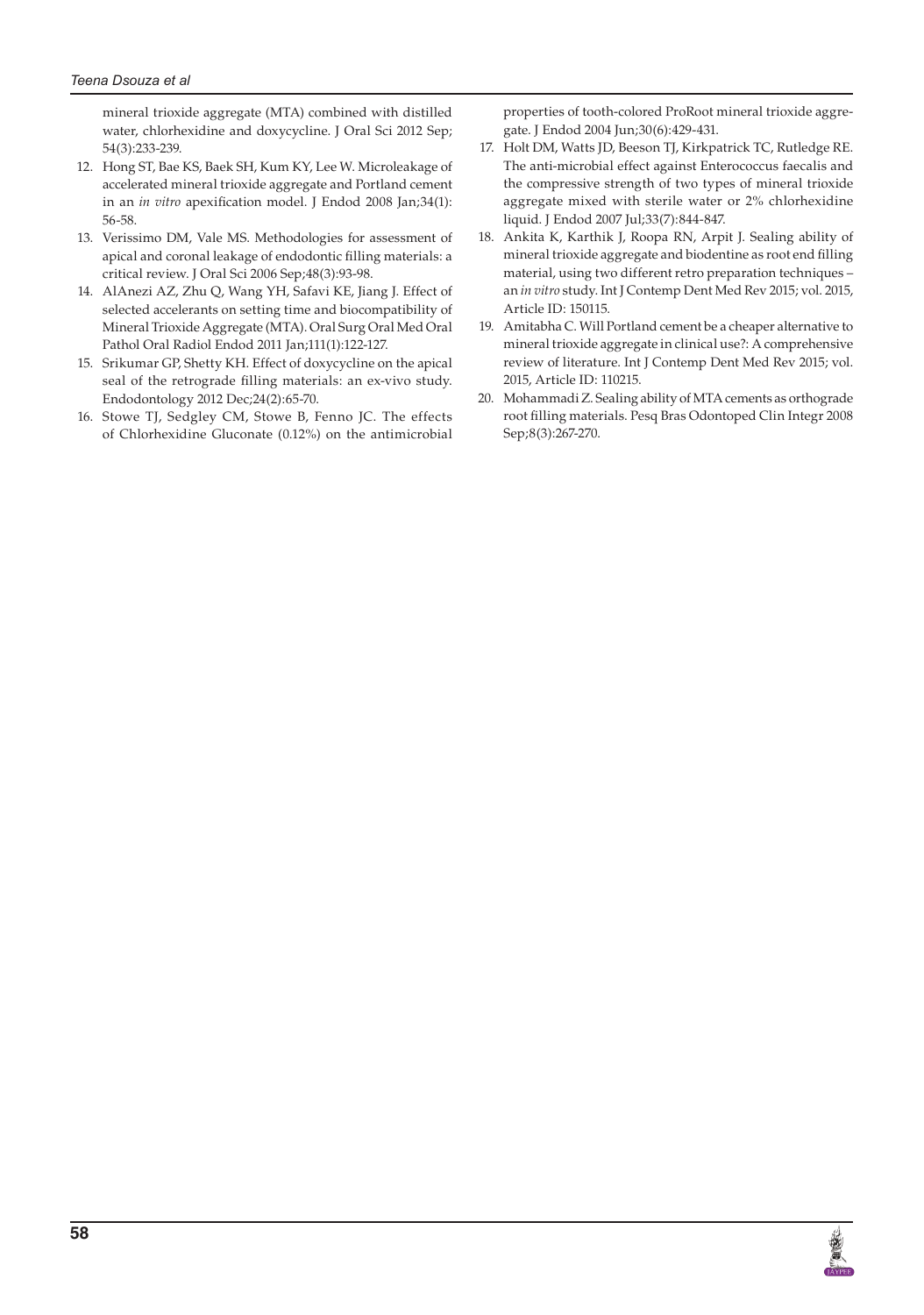mineral trioxide aggregate (MTA) combined with distilled water, chlorhexidine and doxycycline. J Oral Sci 2012 Sep; 54(3):233-239.

12. Hong ST, Bae KS, Baek SH, Kum KY, Lee W. Microleakage of accelerated mineral trioxide aggregate and Portland cement in an *in vitro* apexification model. J Endod 2008 Jan;34(1): 56-58.
13. Verissimo DM, Vale MS. Methodologies for assessment of apical and coronal leakage of endodontic filling materials: a critical review. J Oral Sci 2006 Sep;48(3):93-98.
14. AlAnezi AZ, Zhu Q, Wang YH, Safavi KE, Jiang J. Effect of selected accelerants on setting time and biocompatibility of Mineral Trioxide Aggregate (MTA). Oral Surg Oral Med Oral Pathol Oral Radiol Endod 2011 Jan;111(1):122-127.
15. Srikumar GP, Shetty KH. Effect of doxycycline on the apical seal of the retrograde filling materials: an ex-vivo study. Endodontology 2012 Dec;24(2):65-70.
16. Stowe TJ, Sedgley CM, Stowe B, Fenno JC. The effects of Chlorhexidine Gluconate (0.12%) on the antimicrobial properties of tooth-colored ProRoot mineral trioxide aggregate. J Endod 2004 Jun;30(6):429-431.
17. Holt DM, Watts JD, Beeson TJ, Kirkpatrick TC, Rutledge RE. The anti-microbial effect against Enterococcus faecalis and the compressive strength of two types of mineral trioxide aggregate mixed with sterile water or 2% chlorhexidine liquid. J Endod 2007 Jul;33(7):844-847.
18. Ankita K, Karthik J, Roopa RN, Arpit J. Sealing ability of mineral trioxide aggregate and biodentine as root end filling material, using two different retro preparation techniques – an *in vitro* study. Int J Contemp Dent Med Rev 2015; vol. 2015, Article ID: 150115.
19. Amitabha C. Will Portland cement be a cheaper alternative to mineral trioxide aggregate in clinical use?: A comprehensive review of literature. Int J Contemp Dent Med Rev 2015; vol. 2015, Article ID: 110215.
20. Mohammadi Z. Sealing ability of MTA cements as orthograde root filling materials. Pesq Bras Odontoped Clin Integr 2008 Sep;8(3):267-270.